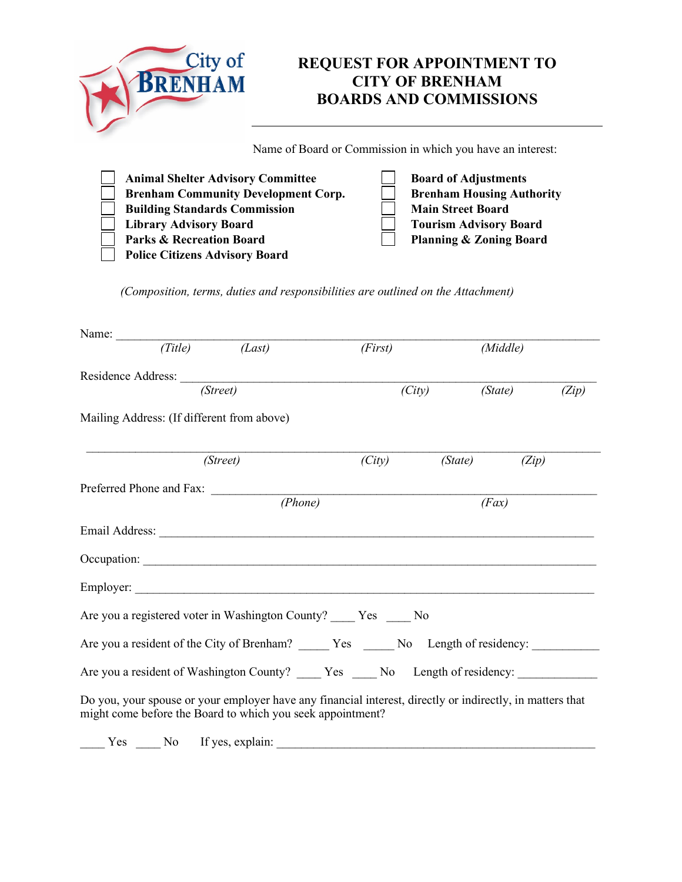City of BRENHAM

# REQUEST FOR APPOINTMENT TO CITY OF BRENHAM BOARDS AND COMMISSIONS

Name of Board or Commission in which you have an interest:

- ☐ **Animal Shelter Advisory Committee**
- ☐ **Brenham Community Development Corp.**
- ☐ **Building Standards Commission**
- ☐ **Library Advisory Board**
- ☐ **Parks & Recreation Board**
- ☐ **Police Citizens Advisory Board**
- ☐ **Board of Adjustments**
- ☐ **Brenham Housing Authority**
- ☐ **Main Street Board**
- ☐ **Tourism Advisory Board**
- ☐ **Planning & Zoning Board**

*(Composition, terms, duties and responsibilities are outlined on the Attachment)*

Name: ______________________________________________________________
*(Title)* *(Last)* *(First)* *(Middle)*

Residence Address: ___________________________________________________
*(Street)* *(City)* *(State)* *(Zip)*

Mailing Address: (If different from above)

____________________________________________________________________
*(Street)* *(City)* *(State)* *(Zip)*

Preferred Phone and Fax: ______________________________________________
*(Phone)* *(Fax)*

Email Address: ________________________________________________________

Occupation: __________________________________________________________

Employer: ____________________________________________________________

Are you a registered voter in Washington County? ____ Yes ____ No

Are you a resident of the City of Brenham? _____ Yes _____ No Length of residency: __________

Are you a resident of Washington County? ____ Yes ____ No Length of residency: ____________

Do you, your spouse or your employer have any financial interest, directly or indirectly, in matters that might come before the Board to which you seek appointment?

____ Yes ____ No If yes, explain: ________________________________________________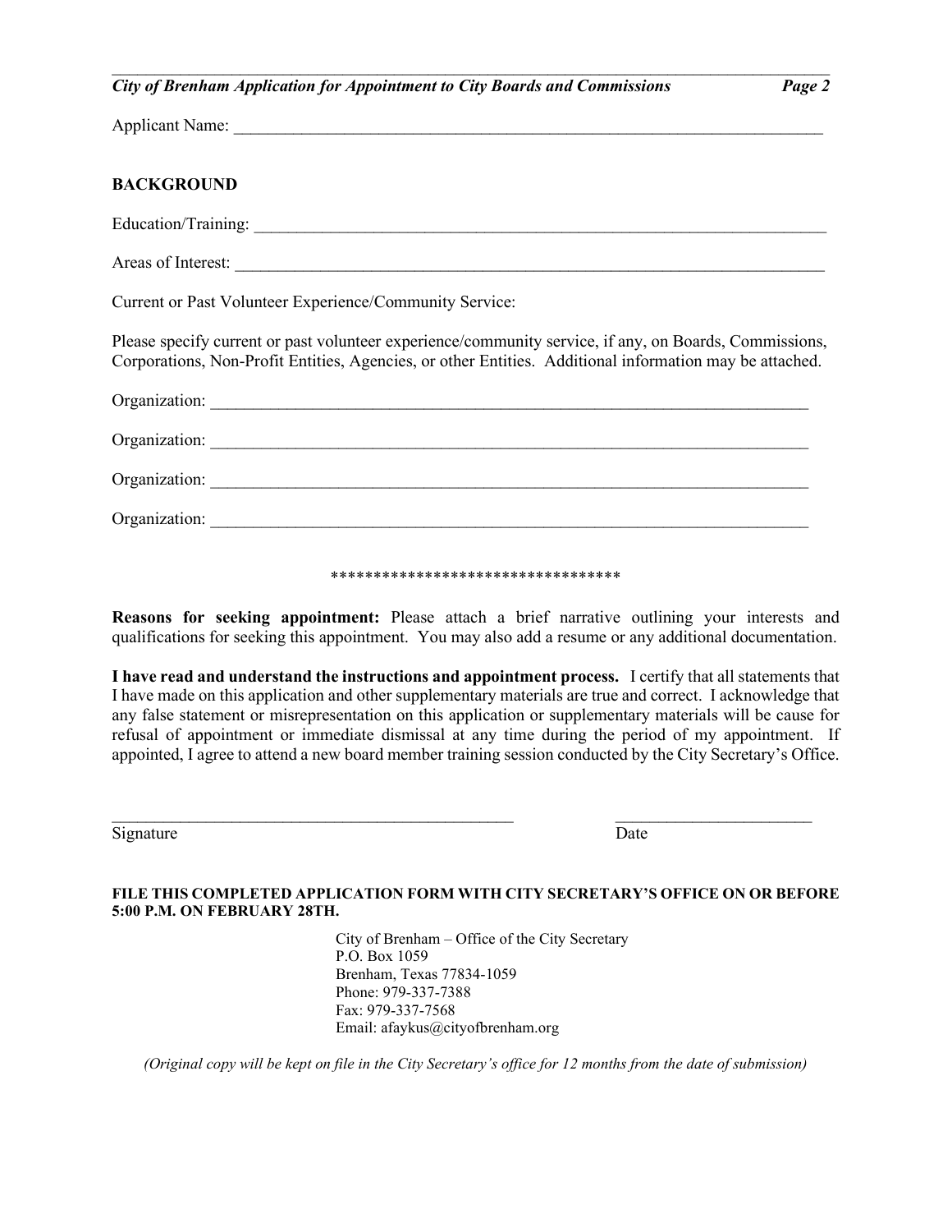Applicant Name: ___________________________________________________________________

## BACKGROUND

Education/Training: ________________________________________________________________

Areas of Interest: _________________________________________________________________

Current or Past Volunteer Experience/Community Service:

Please specify current or past volunteer experience/community service, if any, on Boards, Commissions, Corporations, Non-Profit Entities, Agencies, or other Entities. Additional information may be attached.

Organization: _____________________________________________________________________

Organization: _____________________________________________________________________

Organization: _____________________________________________________________________

Organization: _____________________________________________________________________

**********************************

**Reasons for seeking appointment:** Please attach a brief narrative outlining your interests and qualifications for seeking this appointment. You may also add a resume or any additional documentation.

**I have read and understand the instructions and appointment process.** I certify that all statements that I have made on this application and other supplementary materials are true and correct. I acknowledge that any false statement or misrepresentation on this application or supplementary materials will be cause for refusal of appointment or immediate dismissal at any time during the period of my appointment. If appointed, I agree to attend a new board member training session conducted by the City Secretary's Office.

_______________________________________________ _______________________

Signature Date

**FILE THIS COMPLETED APPLICATION FORM WITH CITY SECRETARY'S OFFICE ON OR BEFORE 5:00 P.M. ON FEBRUARY 28TH.**

City of Brenham – Office of the City Secretary
P.O. Box 1059
Brenham, Texas 77834-1059
Phone: 979-337-7388
Fax: 979-337-7568
Email: afaykus@cityofbrenham.org

*(Original copy will be kept on file in the City Secretary's office for 12 months from the date of submission)*